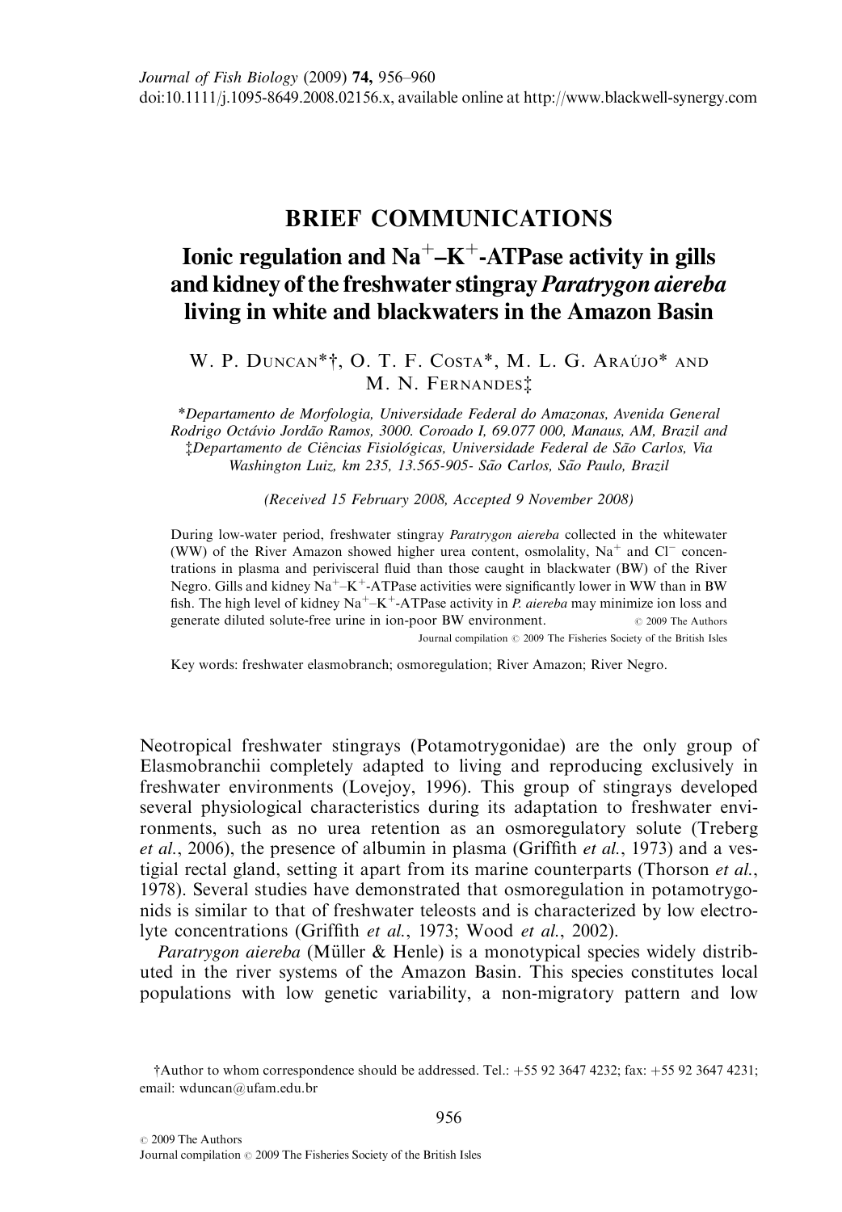# BRIEF COMMUNICATIONS

## Ionic regulation and $Na^{+}$–$K^{+}$-ATPase activity in gills and kidney of the freshwater stingray *Paratrygon aiereba* living in white and blackwaters in the Amazon Basin

W. P. Duncan*†, O. T. F. Costa*, M. L. G. Araújo* and M. N. Fernandes‡

*Departamento de Morfologia, Universidade Federal do Amazonas, Avenida General Rodrigo Octávio Jordão Ramos, 3000. Coroado I, 69.077 000, Manaus, AM, Brazil and ‡Departamento de Ciências Fisiológicas, Universidade Federal de São Carlos, Via Washington Luiz, km 235, 13.565-905- São Carlos, São Paulo, Brazil

*(Received 15 February 2008, Accepted 9 November 2008)*

During low-water period, freshwater stingray *Paratrygon aiereba* collected in the whitewater (WW) of the River Amazon showed higher urea content, osmolality, $Na^{+}$ and $Cl^{-}$ concentrations in plasma and perivisceral fluid than those caught in blackwater (BW) of the River Negro. Gills and kidney $Na^{+}$–$K^{+}$-ATPase activities were significantly lower in WW than in BW fish. The high level of kidney $Na^{+}$–$K^{+}$-ATPase activity in *P. aiereba* may minimize ion loss and generate diluted solute-free urine in ion-poor BW environment.

© 2009 The Authors
Journal compilation © 2009 The Fisheries Society of the British Isles

Key words: freshwater elasmobranch; osmoregulation; River Amazon; River Negro.

Neotropical freshwater stingrays (Potamotrygonidae) are the only group of Elasmobranchii completely adapted to living and reproducing exclusively in freshwater environments (Lovejoy, 1996). This group of stingrays developed several physiological characteristics during its adaptation to freshwater environments, such as no urea retention as an osmoregulatory solute (Treberg *et al.*, 2006), the presence of albumin in plasma (Griffith *et al.*, 1973) and a vestigial rectal gland, setting it apart from its marine counterparts (Thorson *et al.*, 1978). Several studies have demonstrated that osmoregulation in potamotrygonids is similar to that of freshwater teleosts and is characterized by low electrolyte concentrations (Griffith *et al.*, 1973; Wood *et al.*, 2002).

*Paratrygon aiereba* (Müller & Henle) is a monotypical species widely distributed in the river systems of the Amazon Basin. This species constitutes local populations with low genetic variability, a non-migratory pattern and low

†Author to whom correspondence should be addressed. Tel.: +55 92 3647 4232; fax: +55 92 3647 4231; email: wduncan@ufam.edu.br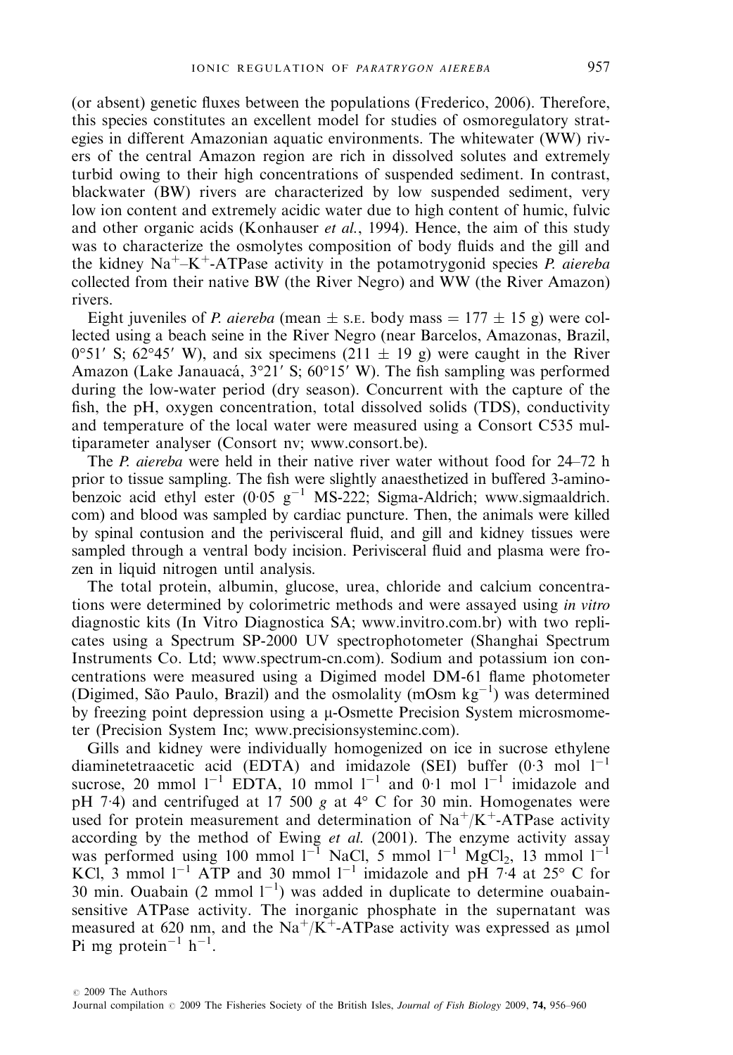(or absent) genetic fluxes between the populations (Frederico, 2006). Therefore, this species constitutes an excellent model for studies of osmoregulatory strategies in different Amazonian aquatic environments. The whitewater (WW) rivers of the central Amazon region are rich in dissolved solutes and extremely turbid owing to their high concentrations of suspended sediment. In contrast, blackwater (BW) rivers are characterized by low suspended sediment, very low ion content and extremely acidic water due to high content of humic, fulvic and other organic acids (Konhauser *et al.*, 1994). Hence, the aim of this study was to characterize the osmolytes composition of body fluids and the gill and the kidney $Na^+$–$K^+$-ATPase activity in the potamotrygonid species *P. aiereba* collected from their native BW (the River Negro) and WW (the River Amazon) rivers.

Eight juveniles of *P. aiereba* (mean $\pm$ S.E. body mass = $177 \pm 15$ g) were collected using a beach seine in the River Negro (near Barcelos, Amazonas, Brazil, 0°51′ S; 62°45′ W), and six specimens ($211 \pm 19$ g) were caught in the River Amazon (Lake Janauacá, 3°21′ S; 60°15′ W). The fish sampling was performed during the low-water period (dry season). Concurrent with the capture of the fish, the pH, oxygen concentration, total dissolved solids (TDS), conductivity and temperature of the local water were measured using a Consort C535 multiparameter analyser (Consort nv; www.consort.be).

The *P. aiereba* were held in their native river water without food for 24–72 h prior to tissue sampling. The fish were slightly anaesthetized in buffered 3-aminobenzoic acid ethyl ester (0·05 $g^{-1}$ MS-222; Sigma-Aldrich; www.sigmaaldrich.com) and blood was sampled by cardiac puncture. Then, the animals were killed by spinal contusion and the perivisceral fluid, and gill and kidney tissues were sampled through a ventral body incision. Perivisceral fluid and plasma were frozen in liquid nitrogen until analysis.

The total protein, albumin, glucose, urea, chloride and calcium concentrations were determined by colorimetric methods and were assayed using *in vitro* diagnostic kits (In Vitro Diagnostica SA; www.invitro.com.br) with two replicates using a Spectrum SP-2000 UV spectrophotometer (Shanghai Spectrum Instruments Co. Ltd; www.spectrum-cn.com). Sodium and potassium ion concentrations were measured using a Digimed model DM-61 flame photometer (Digimed, São Paulo, Brazil) and the osmolality (mOsm $kg^{-1}$) was determined by freezing point depression using a μ-Osmette Precision System microsmometer (Precision System Inc; www.precisionsysteminc.com).

Gills and kidney were individually homogenized on ice in sucrose ethylene diaminetetraacetic acid (EDTA) and imidazole (SEI) buffer (0·3 mol $l^{-1}$ sucrose, 20 mmol $l^{-1}$ EDTA, 10 mmol $l^{-1}$ and 0·1 mol $l^{-1}$ imidazole and pH 7·4) and centrifuged at 17 500 *g* at 4° C for 30 min. Homogenates were used for protein measurement and determination of $Na^+/K^+$-ATPase activity according by the method of Ewing *et al.* (2001). The enzyme activity assay was performed using 100 mmol $l^{-1}$ NaCl, 5 mmol $l^{-1}$ $MgCl_2$, 13 mmol $l^{-1}$ KCl, 3 mmol $l^{-1}$ ATP and 30 mmol $l^{-1}$ imidazole and pH 7·4 at 25° C for 30 min. Ouabain (2 mmol $l^{-1}$) was added in duplicate to determine ouabain-sensitive ATPase activity. The inorganic phosphate in the supernatant was measured at 620 nm, and the $Na^+/K^+$-ATPase activity was expressed as μmol Pi mg $protein^{-1}$ $h^{-1}$.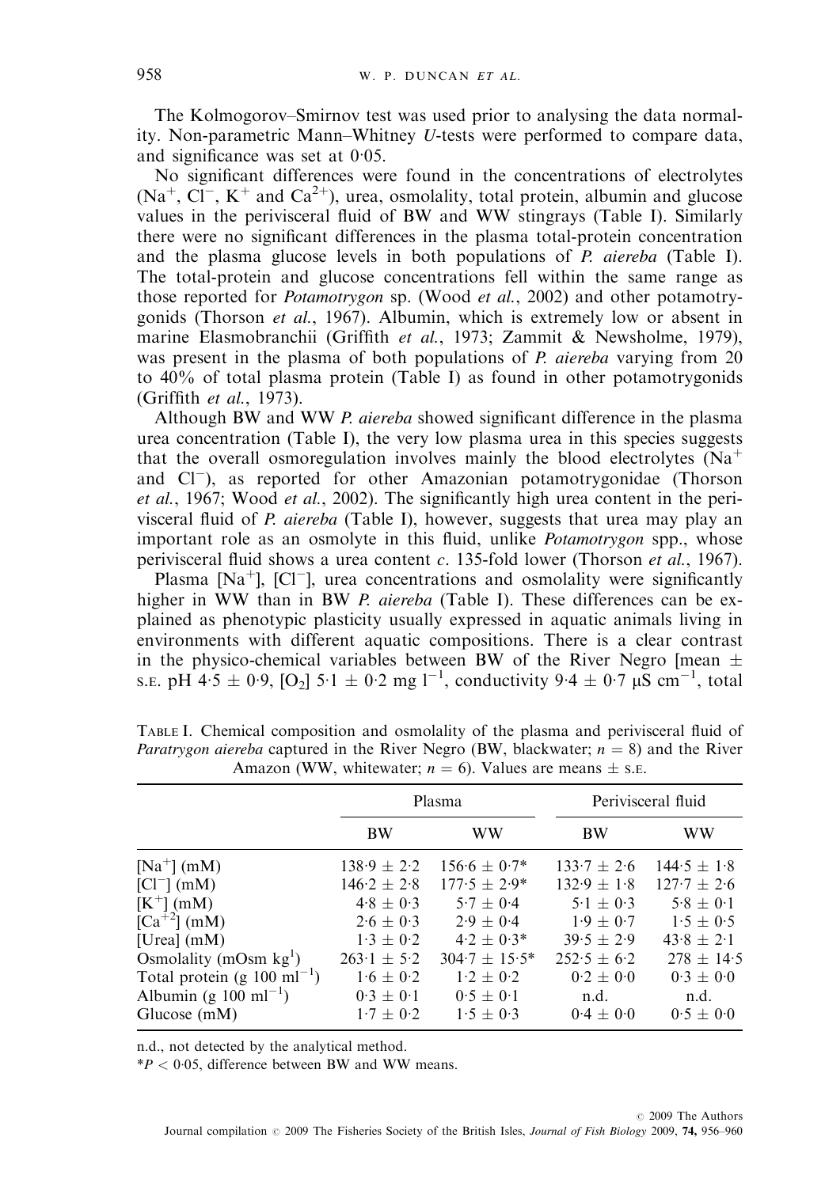The Kolmogorov–Smirnov test was used prior to analysing the data normality. Non-parametric Mann–Whitney *U*-tests were performed to compare data, and significance was set at 0·05.

No significant differences were found in the concentrations of electrolytes ($Na^+$, $Cl^-$, $K^+$ and $Ca^{2+}$), urea, osmolality, total protein, albumin and glucose values in the perivisceral fluid of BW and WW stingrays (Table I). Similarly there were no significant differences in the plasma total-protein concentration and the plasma glucose levels in both populations of *P. aiereba* (Table I). The total-protein and glucose concentrations fell within the same range as those reported for *Potamotrygon* sp. (Wood *et al.*, 2002) and other potamotrygonids (Thorson *et al.*, 1967). Albumin, which is extremely low or absent in marine Elasmobranchii (Griffith *et al.*, 1973; Zammit & Newsholme, 1979), was present in the plasma of both populations of *P. aiereba* varying from 20 to 40% of total plasma protein (Table I) as found in other potamotrygonids (Griffith *et al.*, 1973).

Although BW and WW *P. aiereba* showed significant difference in the plasma urea concentration (Table I), the very low plasma urea in this species suggests that the overall osmoregulation involves mainly the blood electrolytes ($Na^+$ and $Cl^-$), as reported for other Amazonian potamotrygonidae (Thorson *et al.*, 1967; Wood *et al.*, 2002). The significantly high urea content in the perivisceral fluid of *P. aiereba* (Table I), however, suggests that urea may play an important role as an osmolyte in this fluid, unlike *Potamotrygon* spp., whose perivisceral fluid shows a urea content *c.* 135-fold lower (Thorson *et al.*, 1967).

Plasma [$Na^+$], [$Cl^-$], urea concentrations and osmolality were significantly higher in WW than in BW *P. aiereba* (Table I). These differences can be explained as phenotypic plasticity usually expressed in aquatic animals living in environments with different aquatic compositions. There is a clear contrast in the physico-chemical variables between BW of the River Negro [mean ± s.e. pH 4·5 ± 0·9, [$O_2$] 5·1 ± 0·2 mg $l^{-1}$, conductivity 9·4 ± 0·7 μS $cm^{-1}$, total

TABLE I. Chemical composition and osmolality of the plasma and perivisceral fluid of *Paratrygon aiereba* captured in the River Negro (BW, blackwater; $n = 8$) and the River Amazon (WW, whitewater; $n = 6$). Values are means ± s.e.

| | Plasma | | Perivisceral fluid | |
|---|---|---|---|---|
| | BW | WW | BW | WW |
| [$Na^+$] (mM) | 138·9 ± 2·2 | 156·6 ± 0·7* | 133·7 ± 2·6 | 144·5 ± 1·8 |
| [$Cl^-$] (mM) | 146·2 ± 2·8 | 177·5 ± 2·9* | 132·9 ± 1·8 | 127·7 ± 2·6 |
| [$K^+$] (mM) | 4·8 ± 0·3 | 5·7 ± 0·4 | 5·1 ± 0·3 | 5·8 ± 0·1 |
| [$Ca^{+2}$] (mM) | 2·6 ± 0·3 | 2·9 ± 0·4 | 1·9 ± 0·7 | 1·5 ± 0·5 |
| [Urea] (mM) | 1·3 ± 0·2 | 4·2 ± 0·3* | 39·5 ± 2·9 | 43·8 ± 2·1 |
| Osmolality (mOsm $kg^1$) | 263·1 ± 5·2 | 304·7 ± 15·5* | 252·5 ± 6·2 | 278 ± 14·5 |
| Total protein (g 100 $ml^{-1}$) | 1·6 ± 0·2 | 1·2 ± 0·2 | 0·2 ± 0·0 | 0·3 ± 0·0 |
| Albumin (g 100 $ml^{-1}$) | 0·3 ± 0·1 | 0·5 ± 0·1 | n.d. | n.d. |
| Glucose (mM) | 1·7 ± 0·2 | 1·5 ± 0·3 | 0·4 ± 0·0 | 0·5 ± 0·0 |

n.d., not detected by the analytical method.

*$P < 0·05$, difference between BW and WW means.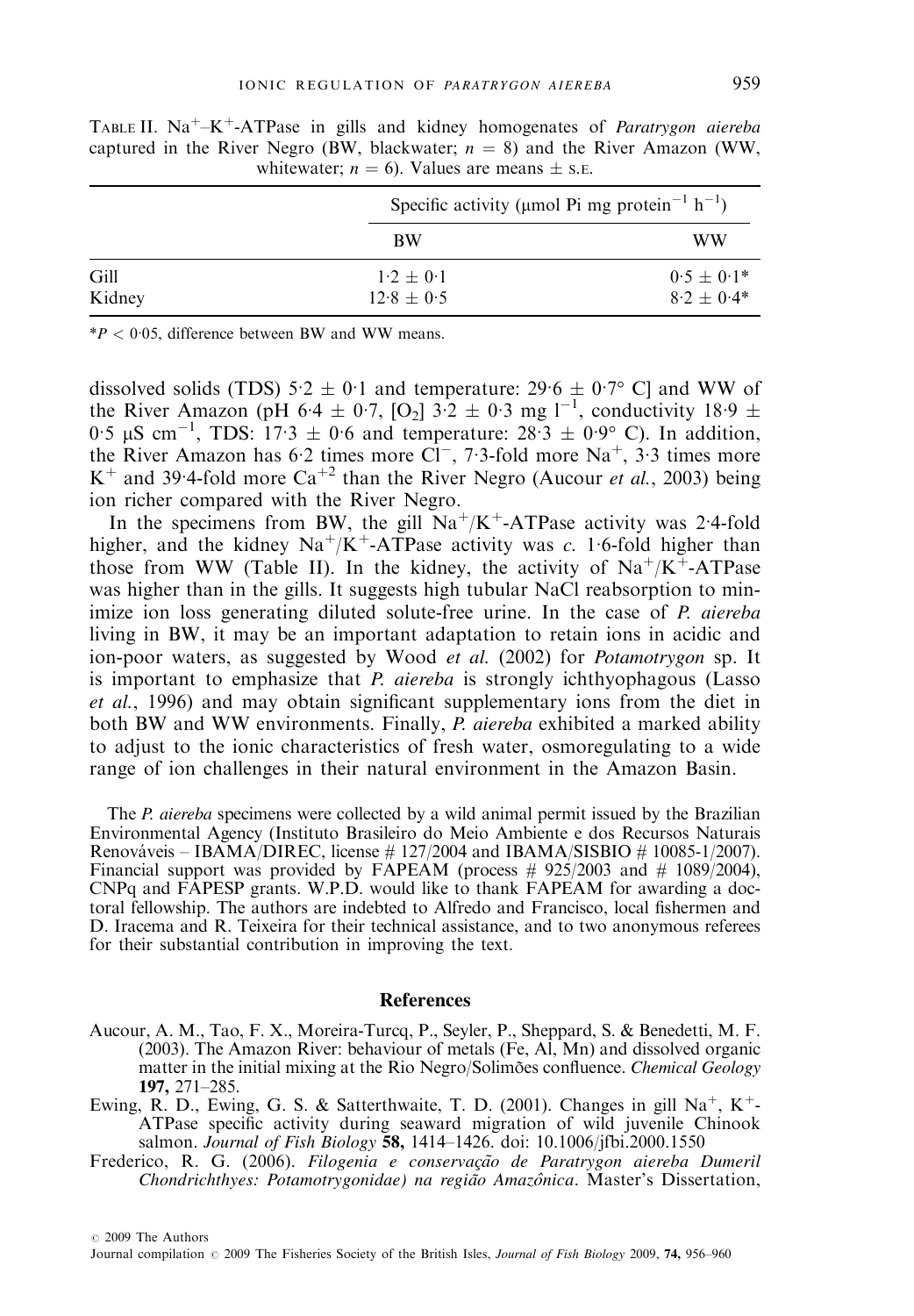TABLE II. $Na^+$–$K^+$-ATPase in gills and kidney homogenates of *Paratrygon aiereba* captured in the River Negro (BW, blackwater; $n = 8$) and the River Amazon (WW, whitewater; $n = 6$). Values are means ± S.E.

| | Specific activity (μmol Pi mg protein$^{-1}$ h$^{-1}$) | |
|---|---|---|
| | BW | WW |
| Gill | 1·2 ± 0·1 | 0·5 ± 0·1* |
| Kidney | 12·8 ± 0·5 | 8·2 ± 0·4* |

*$P < 0·05$, difference between BW and WW means.

dissolved solids (TDS) 5·2 ± 0·1 and temperature: 29·6 ± 0·7° C] and WW of the River Amazon (pH 6·4 ± 0·7, $[O_2]$ 3·2 ± 0·3 mg l$^{-1}$, conductivity 18·9 ± 0·5 μS cm$^{-1}$, TDS: 17·3 ± 0·6 and temperature: 28·3 ± 0·9° C). In addition, the River Amazon has 6·2 times more $Cl^-$, 7·3-fold more $Na^+$, 3·3 times more $K^+$ and 39·4-fold more $Ca^{+2}$ than the River Negro (Aucour *et al.*, 2003) being ion richer compared with the River Negro.

In the specimens from BW, the gill $Na^+/K^+$-ATPase activity was 2·4-fold higher, and the kidney $Na^+/K^+$-ATPase activity was *c.* 1·6-fold higher than those from WW (Table II). In the kidney, the activity of $Na^+/K^+$-ATPase was higher than in the gills. It suggests high tubular NaCl reabsorption to minimize ion loss generating diluted solute-free urine. In the case of *P. aiereba* living in BW, it may be an important adaptation to retain ions in acidic and ion-poor waters, as suggested by Wood *et al.* (2002) for *Potamotrygon* sp. It is important to emphasize that *P. aiereba* is strongly ichthyophagous (Lasso *et al.*, 1996) and may obtain significant supplementary ions from the diet in both BW and WW environments. Finally, *P. aiereba* exhibited a marked ability to adjust to the ionic characteristics of fresh water, osmoregulating to a wide range of ion challenges in their natural environment in the Amazon Basin.

The *P. aiereba* specimens were collected by a wild animal permit issued by the Brazilian Environmental Agency (Instituto Brasileiro do Meio Ambiente e dos Recursos Naturais Renováveis – IBAMA/DIREC, license # 127/2004 and IBAMA/SISBIO # 10085-1/2007). Financial support was provided by FAPEAM (process # 925/2003 and # 1089/2004), CNPq and FAPESP grants. W.P.D. would like to thank FAPEAM for awarding a doctoral fellowship. The authors are indebted to Alfredo and Francisco, local fishermen and D. Iracema and R. Teixeira for their technical assistance, and to two anonymous referees for their substantial contribution in improving the text.

## References

Aucour, A. M., Tao, F. X., Moreira-Turcq, P., Seyler, P., Sheppard, S. & Benedetti, M. F. (2003). The Amazon River: behaviour of metals (Fe, Al, Mn) and dissolved organic matter in the initial mixing at the Rio Negro/Solimões confluence. *Chemical Geology* **197,** 271–285.

Ewing, R. D., Ewing, G. S. & Satterthwaite, T. D. (2001). Changes in gill $Na^+$, $K^+$-ATPase specific activity during seaward migration of wild juvenile Chinook salmon. *Journal of Fish Biology* **58,** 1414–1426. doi: 10.1006/jfbi.2000.1550

Frederico, R. G. (2006). *Filogenia e conservação de Paratrygon aiereba Dumeril Chondrichthyes: Potamotrygonidae) na região Amazônica*. Master's Dissertation,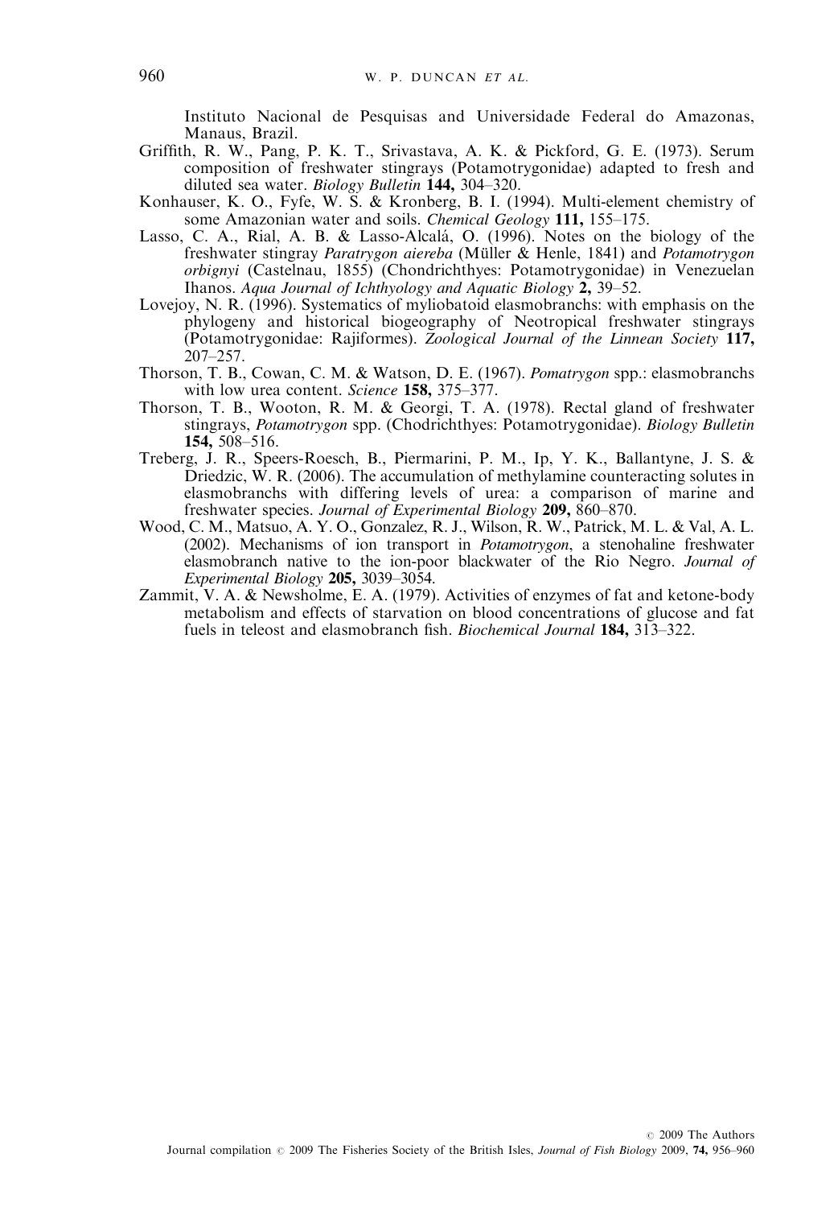Instituto Nacional de Pesquisas and Universidade Federal do Amazonas, Manaus, Brazil.

Griffith, R. W., Pang, P. K. T., Srivastava, A. K. & Pickford, G. E. (1973). Serum composition of freshwater stingrays (Potamotrygonidae) adapted to fresh and diluted sea water. *Biology Bulletin* **144,** 304–320.

Konhauser, K. O., Fyfe, W. S. & Kronberg, B. I. (1994). Multi-element chemistry of some Amazonian water and soils. *Chemical Geology* **111,** 155–175.

Lasso, C. A., Rial, A. B. & Lasso-Alcalá, O. (1996). Notes on the biology of the freshwater stingray *Paratrygon aiereba* (Müller & Henle, 1841) and *Potamotrygon orbignyi* (Castelnau, 1855) (Chondrichthyes: Potamotrygonidae) in Venezuelan Ihanos. *Aqua Journal of Ichthyology and Aquatic Biology* **2,** 39–52.

Lovejoy, N. R. (1996). Systematics of myliobatoid elasmobranchs: with emphasis on the phylogeny and historical biogeography of Neotropical freshwater stingrays (Potamotrygonidae: Rajiformes). *Zoological Journal of the Linnean Society* **117,** 207–257.

Thorson, T. B., Cowan, C. M. & Watson, D. E. (1967). *Pomatrygon* spp.: elasmobranchs with low urea content. *Science* **158,** 375–377.

Thorson, T. B., Wooton, R. M. & Georgi, T. A. (1978). Rectal gland of freshwater stingrays, *Potamotrygon* spp. (Chodrichthyes: Potamotrygonidae). *Biology Bulletin* **154,** 508–516.

Treberg, J. R., Speers-Roesch, B., Piermarini, P. M., Ip, Y. K., Ballantyne, J. S. & Driedzic, W. R. (2006). The accumulation of methylamine counteracting solutes in elasmobranchs with differing levels of urea: a comparison of marine and freshwater species. *Journal of Experimental Biology* **209,** 860–870.

Wood, C. M., Matsuo, A. Y. O., Gonzalez, R. J., Wilson, R. W., Patrick, M. L. & Val, A. L. (2002). Mechanisms of ion transport in *Potamotrygon*, a stenohaline freshwater elasmobranch native to the ion-poor blackwater of the Rio Negro. *Journal of Experimental Biology* **205,** 3039–3054.

Zammit, V. A. & Newsholme, E. A. (1979). Activities of enzymes of fat and ketone-body metabolism and effects of starvation on blood concentrations of glucose and fat fuels in teleost and elasmobranch fish. *Biochemical Journal* **184,** 313–322.